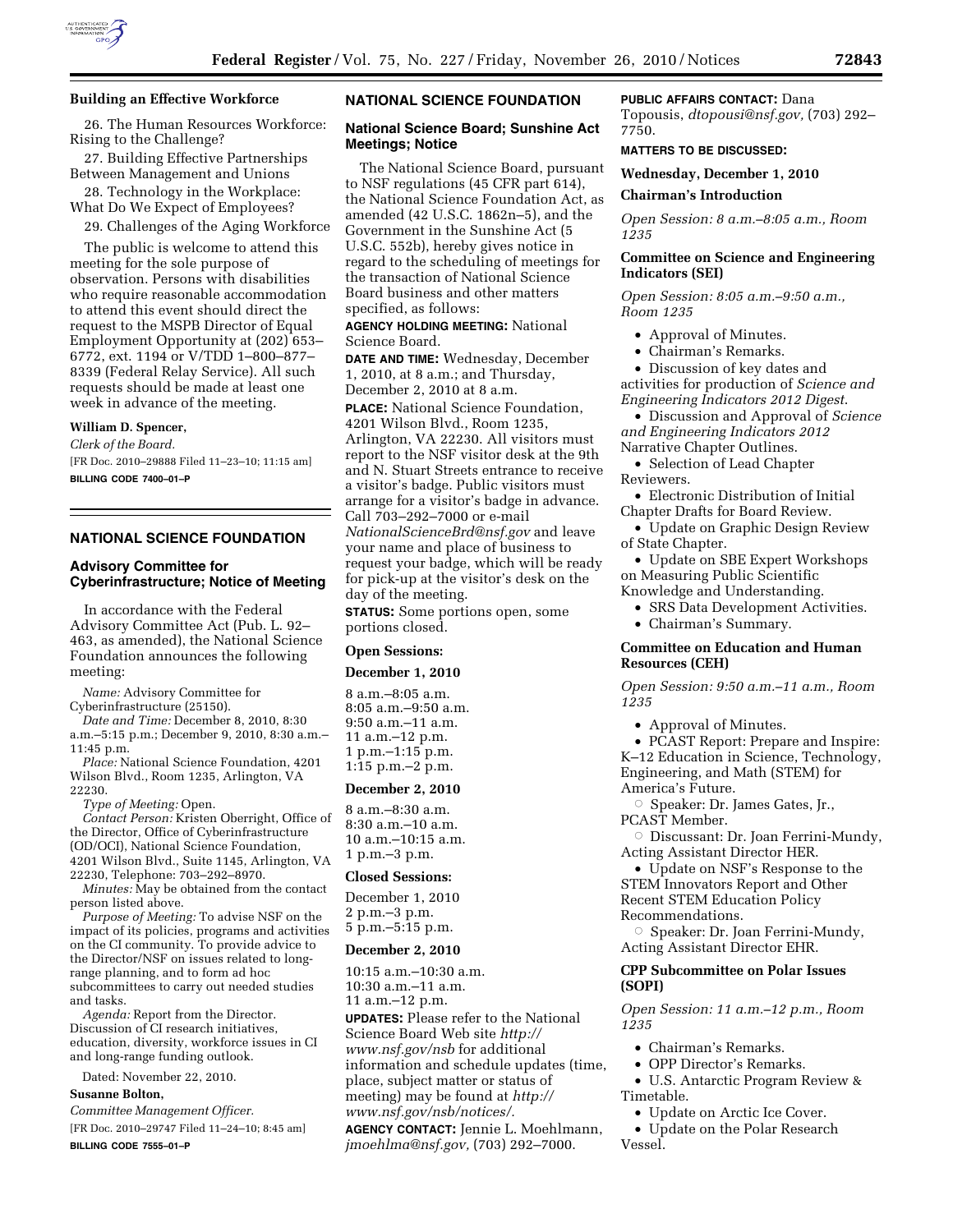**Building an Effective Workforce**

26. The Human Resources Workforce: Rising to the Challenge?

27. Building Effective Partnerships Between Management and Unions

28. Technology in the Workplace: What Do We Expect of Employees?

29. Challenges of the Aging Workforce

The public is welcome to attend this meeting for the sole purpose of observation. Persons with disabilities who require reasonable accommodation to attend this event should direct the request to the MSPB Director of Equal Employment Opportunity at (202) 653–6772, ext. 1194 or V/TDD 1–800–877–8339 (Federal Relay Service). All such requests should be made at least one week in advance of the meeting.

**William D. Spencer,**

*Clerk of the Board.*

[FR Doc. 2010–29888 Filed 11–23–10; 11:15 am]

**BILLING CODE 7400–01–P**

## NATIONAL SCIENCE FOUNDATION

### Advisory Committee for Cyberinfrastructure; Notice of Meeting

In accordance with the Federal Advisory Committee Act (Pub. L. 92–463, as amended), the National Science Foundation announces the following meeting:

*Name:* Advisory Committee for Cyberinfrastructure (25150).

*Date and Time:* December 8, 2010, 8:30 a.m.–5:15 p.m.; December 9, 2010, 8:30 a.m.–11:45 p.m.

*Place:* National Science Foundation, 4201 Wilson Blvd., Room 1235, Arlington, VA 22230.

*Type of Meeting:* Open.

*Contact Person:* Kristen Oberright, Office of the Director, Office of Cyberinfrastructure (OD/OCI), National Science Foundation, 4201 Wilson Blvd., Suite 1145, Arlington, VA 22230, Telephone: 703–292–8970.

*Minutes:* May be obtained from the contact person listed above.

*Purpose of Meeting:* To advise NSF on the impact of its policies, programs and activities on the CI community. To provide advice to the Director/NSF on issues related to long-range planning, and to form ad hoc subcommittees to carry out needed studies and tasks.

*Agenda:* Report from the Director. Discussion of CI research initiatives, education, diversity, workforce issues in CI and long-range funding outlook.

Dated: November 22, 2010.

**Susanne Bolton,**

*Committee Management Officer.*

[FR Doc. 2010–29747 Filed 11–24–10; 8:45 am]

**BILLING CODE 7555–01–P**

## NATIONAL SCIENCE FOUNDATION

### National Science Board; Sunshine Act Meetings; Notice

The National Science Board, pursuant to NSF regulations (45 CFR part 614), the National Science Foundation Act, as amended (42 U.S.C. 1862n–5), and the Government in the Sunshine Act (5 U.S.C. 552b), hereby gives notice in regard to the scheduling of meetings for the transaction of National Science Board business and other matters specified, as follows:

**AGENCY HOLDING MEETING:** National Science Board.

**DATE AND TIME:** Wednesday, December 1, 2010, at 8 a.m.; and Thursday, December 2, 2010 at 8 a.m.

**PLACE:** National Science Foundation, 4201 Wilson Blvd., Room 1235, Arlington, VA 22230. All visitors must report to the NSF visitor desk at the 9th and N. Stuart Streets entrance to receive a visitor's badge. Public visitors must arrange for a visitor's badge in advance. Call 703–292–7000 or e-mail *NationalScienceBrd@nsf.gov* and leave your name and place of business to request your badge, which will be ready for pick-up at the visitor's desk on the day of the meeting.

**STATUS:** Some portions open, some portions closed.

**Open Sessions:**

**December 1, 2010**

8 a.m.–8:05 a.m.
8:05 a.m.–9:50 a.m.
9:50 a.m.–11 a.m.
11 a.m.–12 p.m.
1 p.m.–1:15 p.m.
1:15 p.m.–2 p.m.

**December 2, 2010**

8 a.m.–8:30 a.m.
8:30 a.m.–10 a.m.
10 a.m.–10:15 a.m.
1 p.m.–3 p.m.

**Closed Sessions:**

December 1, 2010
2 p.m.–3 p.m.
5 p.m.–5:15 p.m.

**December 2, 2010**

10:15 a.m.–10:30 a.m.
10:30 a.m.–11 a.m.
11 a.m.–12 p.m.

**UPDATES:** Please refer to the National Science Board Web site *http://www.nsf.gov/nsb* for additional information and schedule updates (time, place, subject matter or status of meeting) may be found at *http://www.nsf.gov/nsb/notices/.*

**AGENCY CONTACT:** Jennie L. Moehlmann, *jmoehlma@nsf.gov,* (703) 292–7000.

**PUBLIC AFFAIRS CONTACT:** Dana Topousis, *dtopousi@nsf.gov,* (703) 292–7750.

**MATTERS TO BE DISCUSSED:**

**Wednesday, December 1, 2010**

**Chairman's Introduction**

*Open Session: 8 a.m.–8:05 a.m., Room 1235*

**Committee on Science and Engineering Indicators (SEI)**

*Open Session: 8:05 a.m.–9:50 a.m., Room 1235*

- Approval of Minutes.
- Chairman's Remarks.
- Discussion of key dates and activities for production of *Science and Engineering Indicators 2012 Digest.*
- Discussion and Approval of *Science and Engineering Indicators 2012* Narrative Chapter Outlines.
- Selection of Lead Chapter Reviewers.
- Electronic Distribution of Initial Chapter Drafts for Board Review.
- Update on Graphic Design Review of State Chapter.
- Update on SBE Expert Workshops on Measuring Public Scientific Knowledge and Understanding.
- SRS Data Development Activities.
- Chairman's Summary.

**Committee on Education and Human Resources (CEH)**

*Open Session: 9:50 a.m.–11 a.m., Room 1235*

- Approval of Minutes.
- PCAST Report: Prepare and Inspire: K–12 Education in Science, Technology, Engineering, and Math (STEM) for America's Future.
  - Speaker: Dr. James Gates, Jr., PCAST Member.
  - Discussant: Dr. Joan Ferrini-Mundy, Acting Assistant Director HER.
- Update on NSF's Response to the STEM Innovators Report and Other Recent STEM Education Policy Recommendations.
  - Speaker: Dr. Joan Ferrini-Mundy, Acting Assistant Director EHR.

**CPP Subcommittee on Polar Issues (SOPI)**

*Open Session: 11 a.m.–12 p.m., Room 1235*

- Chairman's Remarks.
- OPP Director's Remarks.
- U.S. Antarctic Program Review & Timetable.
- Update on Arctic Ice Cover.
- Update on the Polar Research Vessel.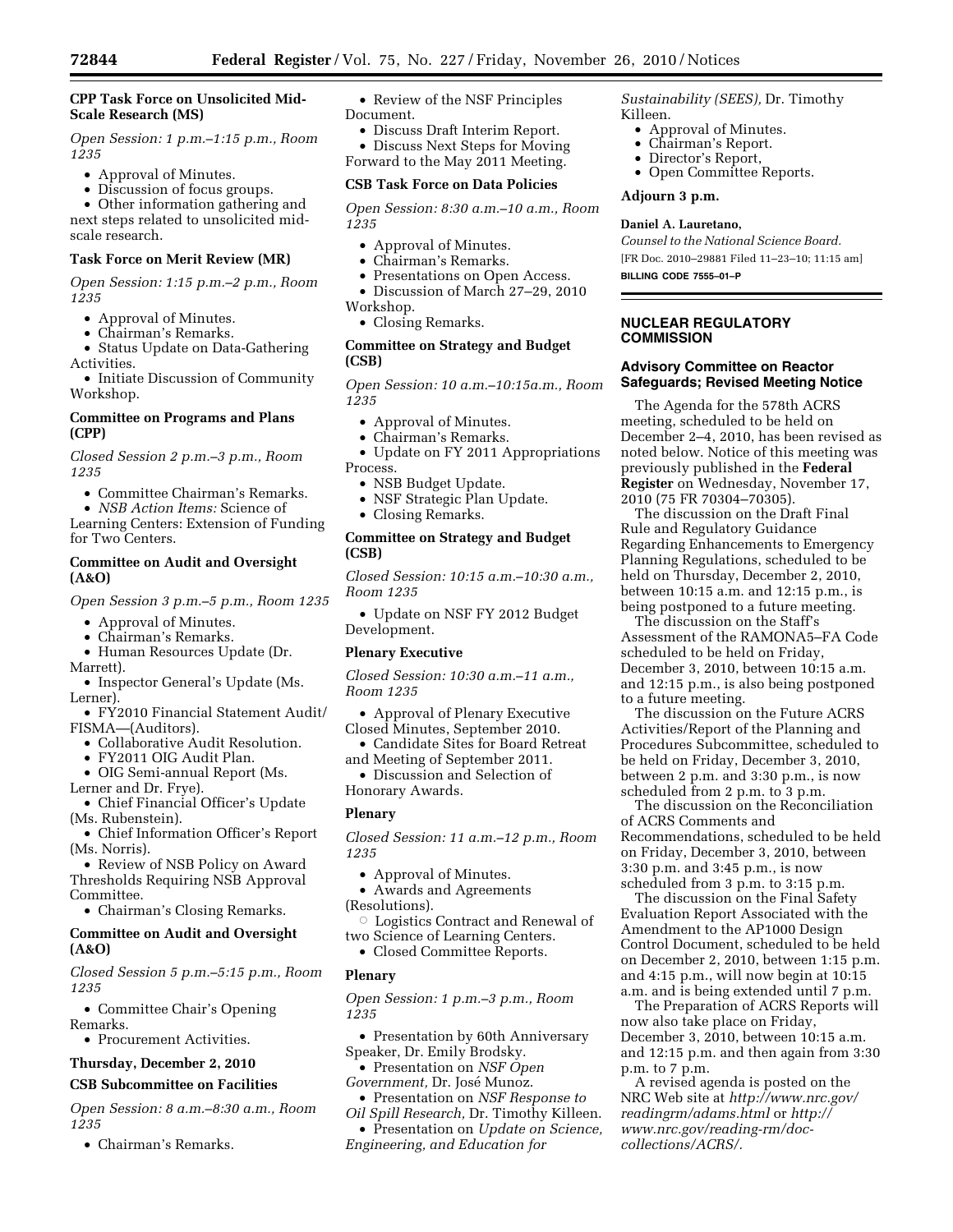**CPP Task Force on Unsolicited Mid-Scale Research (MS)**

*Open Session: 1 p.m.–1:15 p.m., Room 1235*

- Approval of Minutes.
- Discussion of focus groups.
- Other information gathering and next steps related to unsolicited mid-scale research.

**Task Force on Merit Review (MR)**

*Open Session: 1:15 p.m.–2 p.m., Room 1235*

- Approval of Minutes.
- Chairman's Remarks.
- Status Update on Data-Gathering Activities.
- Initiate Discussion of Community Workshop.

**Committee on Programs and Plans (CPP)**

*Closed Session 2 p.m.–3 p.m., Room 1235*

- Committee Chairman's Remarks.
- *NSB Action Items:* Science of Learning Centers: Extension of Funding for Two Centers.

**Committee on Audit and Oversight (A&O)**

*Open Session 3 p.m.–5 p.m., Room 1235*

- Approval of Minutes.
- Chairman's Remarks.
- Human Resources Update (Dr. Marrett).
- Inspector General's Update (Ms. Lerner).
- FY2010 Financial Statement Audit/ FISMA—(Auditors).
- Collaborative Audit Resolution.
- FY2011 OIG Audit Plan.
- OIG Semi-annual Report (Ms. Lerner and Dr. Frye).
- Chief Financial Officer's Update (Ms. Rubenstein).
- Chief Information Officer's Report (Ms. Norris).
- Review of NSB Policy on Award Thresholds Requiring NSB Approval Committee.
- Chairman's Closing Remarks.

**Committee on Audit and Oversight (A&O)**

*Closed Session 5 p.m.–5:15 p.m., Room 1235*

- Committee Chair's Opening Remarks.
- Procurement Activities.

**Thursday, December 2, 2010**

**CSB Subcommittee on Facilities**

*Open Session: 8 a.m.–8:30 a.m., Room 1235*

- Chairman's Remarks.
- Review of the NSF Principles Document.
- Discuss Draft Interim Report.
- Discuss Next Steps for Moving Forward to the May 2011 Meeting.

**CSB Task Force on Data Policies**

*Open Session: 8:30 a.m.–10 a.m., Room 1235*

- Approval of Minutes.
- Chairman's Remarks.
- Presentations on Open Access.
- Discussion of March 27–29, 2010 Workshop.
- Closing Remarks.

**Committee on Strategy and Budget (CSB)**

*Open Session: 10 a.m.–10:15a.m., Room 1235*

- Approval of Minutes.
- Chairman's Remarks.
- Update on FY 2011 Appropriations Process.
- NSB Budget Update.
- NSF Strategic Plan Update.
- Closing Remarks.

**Committee on Strategy and Budget (CSB)**

*Closed Session: 10:15 a.m.–10:30 a.m., Room 1235*

- Update on NSF FY 2012 Budget Development.

**Plenary Executive**

*Closed Session: 10:30 a.m.–11 a.m., Room 1235*

- Approval of Plenary Executive Closed Minutes, September 2010.
- Candidate Sites for Board Retreat and Meeting of September 2011.
- Discussion and Selection of Honorary Awards.

**Plenary**

*Closed Session: 11 a.m.–12 p.m., Room 1235*

- Approval of Minutes.
- Awards and Agreements (Resolutions).
  - Logistics Contract and Renewal of two Science of Learning Centers.
- Closed Committee Reports.

**Plenary**

*Open Session: 1 p.m.–3 p.m., Room 1235*

- Presentation by 60th Anniversary Speaker, Dr. Emily Brodsky.
- Presentation on *NSF Open Government,* Dr. José Munoz.
- Presentation on *NSF Response to Oil Spill Research,* Dr. Timothy Killeen.
- Presentation on *Update on Science, Engineering, and Education for Sustainability (SEES),* Dr. Timothy Killeen.
- Approval of Minutes.
- Chairman's Report.
- Director's Report,
- Open Committee Reports.

**Adjourn 3 p.m.**

**Daniel A. Lauretano,**

*Counsel to the National Science Board.*

[FR Doc. 2010–29881 Filed 11–23–10; 11:15 am]

**BILLING CODE 7555–01–P**

## NUCLEAR REGULATORY COMMISSION

### Advisory Committee on Reactor Safeguards; Revised Meeting Notice

The Agenda for the 578th ACRS meeting, scheduled to be held on December 2–4, 2010, has been revised as noted below. Notice of this meeting was previously published in the **Federal Register** on Wednesday, November 17, 2010 (75 FR 70304–70305).

The discussion on the Draft Final Rule and Regulatory Guidance Regarding Enhancements to Emergency Planning Regulations, scheduled to be held on Thursday, December 2, 2010, between 10:15 a.m. and 12:15 p.m., is being postponed to a future meeting.

The discussion on the Staff's Assessment of the RAMONA5–FA Code scheduled to be held on Friday, December 3, 2010, between 10:15 a.m. and 12:15 p.m., is also being postponed to a future meeting.

The discussion on the Future ACRS Activities/Report of the Planning and Procedures Subcommittee, scheduled to be held on Friday, December 3, 2010, between 2 p.m. and 3:30 p.m., is now scheduled from 2 p.m. to 3 p.m.

The discussion on the Reconciliation of ACRS Comments and Recommendations, scheduled to be held on Friday, December 3, 2010, between 3:30 p.m. and 3:45 p.m., is now scheduled from 3 p.m. to 3:15 p.m.

The discussion on the Final Safety Evaluation Report Associated with the Amendment to the AP1000 Design Control Document, scheduled to be held on December 2, 2010, between 1:15 p.m. and 4:15 p.m., will now begin at 10:15 a.m. and is being extended until 7 p.m.

The Preparation of ACRS Reports will now also take place on Friday, December 3, 2010, between 10:15 a.m. and 12:15 p.m. and then again from 3:30 p.m. to 7 p.m.

A revised agenda is posted on the NRC Web site at *http://www.nrc.gov/readingrm/adams.html* or *http://www.nrc.gov/reading-rm/doc-collections/ACRS/.*